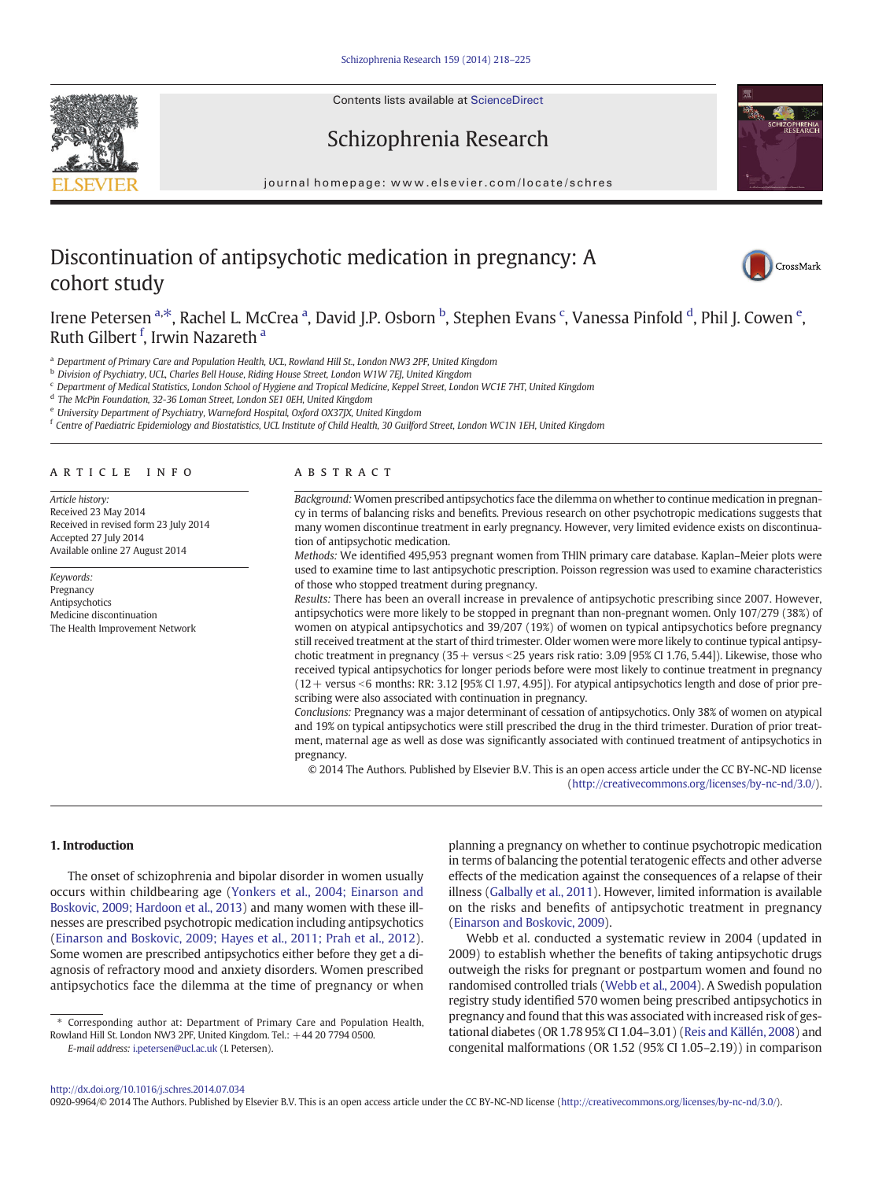# Discontinuation of antipsychotic medication in pregnancy: A cohort study

Irene Petersen [a,*], Rachel L. McCrea [a], David J.P. Osborn [b], Stephen Evans [c], Vanessa Pinfold [d], Phil J. Cowen [e], Ruth Gilbert [f], Irwin Nazareth [a]

[a] Department of Primary Care and Population Health, UCL, Rowland Hill St., London NW3 2PF, United Kingdom
[b] Division of Psychiatry, UCL, Charles Bell House, Riding House Street, London W1W 7EJ, United Kingdom
[c] Department of Medical Statistics, London School of Hygiene and Tropical Medicine, Keppel Street, London WC1E 7HT, United Kingdom
[d] The McPin Foundation, 32-36 Loman Street, London SE1 0EH, United Kingdom
[e] University Department of Psychiatry, Warneford Hospital, Oxford OX37JX, United Kingdom
[f] Centre of Paediatric Epidemiology and Biostatistics, UCL Institute of Child Health, 30 Guilford Street, London WC1N 1EH, United Kingdom

## ARTICLE INFO

*Article history:*
Received 23 May 2014
Received in revised form 23 July 2014
Accepted 27 July 2014
Available online 27 August 2014

*Keywords:*
Pregnancy
Antipsychotics
Medicine discontinuation
The Health Improvement Network

## ABSTRACT

*Background:* Women prescribed antipsychotics face the dilemma on whether to continue medication in pregnancy in terms of balancing risks and benefits. Previous research on other psychotropic medications suggests that many women discontinue treatment in early pregnancy. However, very limited evidence exists on discontinuation of antipsychotic medication.

*Methods:* We identified 495,953 pregnant women from THIN primary care database. Kaplan–Meier plots were used to examine time to last antipsychotic prescription. Poisson regression was used to examine characteristics of those who stopped treatment during pregnancy.

*Results:* There has been an overall increase in prevalence of antipsychotic prescribing since 2007. However, antipsychotics were more likely to be stopped in pregnant than non-pregnant women. Only 107/279 (38%) of women on atypical antipsychotics and 39/207 (19%) of women on typical antipsychotics before pregnancy still received treatment at the start of third trimester. Older women were more likely to continue typical antipsychotic treatment in pregnancy (35+ versus <25 years risk ratio: 3.09 [95% CI 1.76, 5.44]). Likewise, those who received typical antipsychotics for longer periods before were most likely to continue treatment in pregnancy (12+ versus <6 months: RR: 3.12 [95% CI 1.97, 4.95]). For atypical antipsychotics length and dose of prior prescribing were also associated with continuation in pregnancy.

*Conclusions:* Pregnancy was a major determinant of cessation of antipsychotics. Only 38% of women on atypical and 19% on typical antipsychotics were still prescribed the drug in the third trimester. Duration of prior treatment, maternal age as well as dose was significantly associated with continued treatment of antipsychotics in pregnancy.

© 2014 The Authors. Published by Elsevier B.V. This is an open access article under the CC BY-NC-ND license (http://creativecommons.org/licenses/by-nc-nd/3.0/).

## 1. Introduction

The onset of schizophrenia and bipolar disorder in women usually occurs within childbearing age (Yonkers et al., 2004; Einarson and Boskovic, 2009; Hardoon et al., 2013) and many women with these illnesses are prescribed psychotropic medication including antipsychotics (Einarson and Boskovic, 2009; Hayes et al., 2011; Prah et al., 2012). Some women are prescribed antipsychotics either before they get a diagnosis of refractory mood and anxiety disorders. Women prescribed antipsychotics face the dilemma at the time of pregnancy or when planning a pregnancy on whether to continue psychotropic medication in terms of balancing the potential teratogenic effects and other adverse effects of the medication against the consequences of a relapse of their illness (Galbally et al., 2011). However, limited information is available on the risks and benefits of antipsychotic treatment in pregnancy (Einarson and Boskovic, 2009).

Webb et al. conducted a systematic review in 2004 (updated in 2009) to establish whether the benefits of taking antipsychotic drugs outweigh the risks for pregnant or postpartum women and found no randomised controlled trials (Webb et al., 2004). A Swedish population registry study identified 570 women being prescribed antipsychotics in pregnancy and found that this was associated with increased risk of gestational diabetes (OR 1.78 95% CI 1.04–3.01) (Reis and Källén, 2008) and congenital malformations (OR 1.52 (95% CI 1.05–2.19)) in comparison

\* Corresponding author at: Department of Primary Care and Population Health, Rowland Hill St. London NW3 2PF, United Kingdom. Tel.: +44 20 7794 0500.
E-mail address: i.petersen@ucl.ac.uk (I. Petersen).

http://dx.doi.org/10.1016/j.schres.2014.07.034
0920-9964/© 2014 The Authors. Published by Elsevier B.V. This is an open access article under the CC BY-NC-ND license (http://creativecommons.org/licenses/by-nc-nd/3.0/).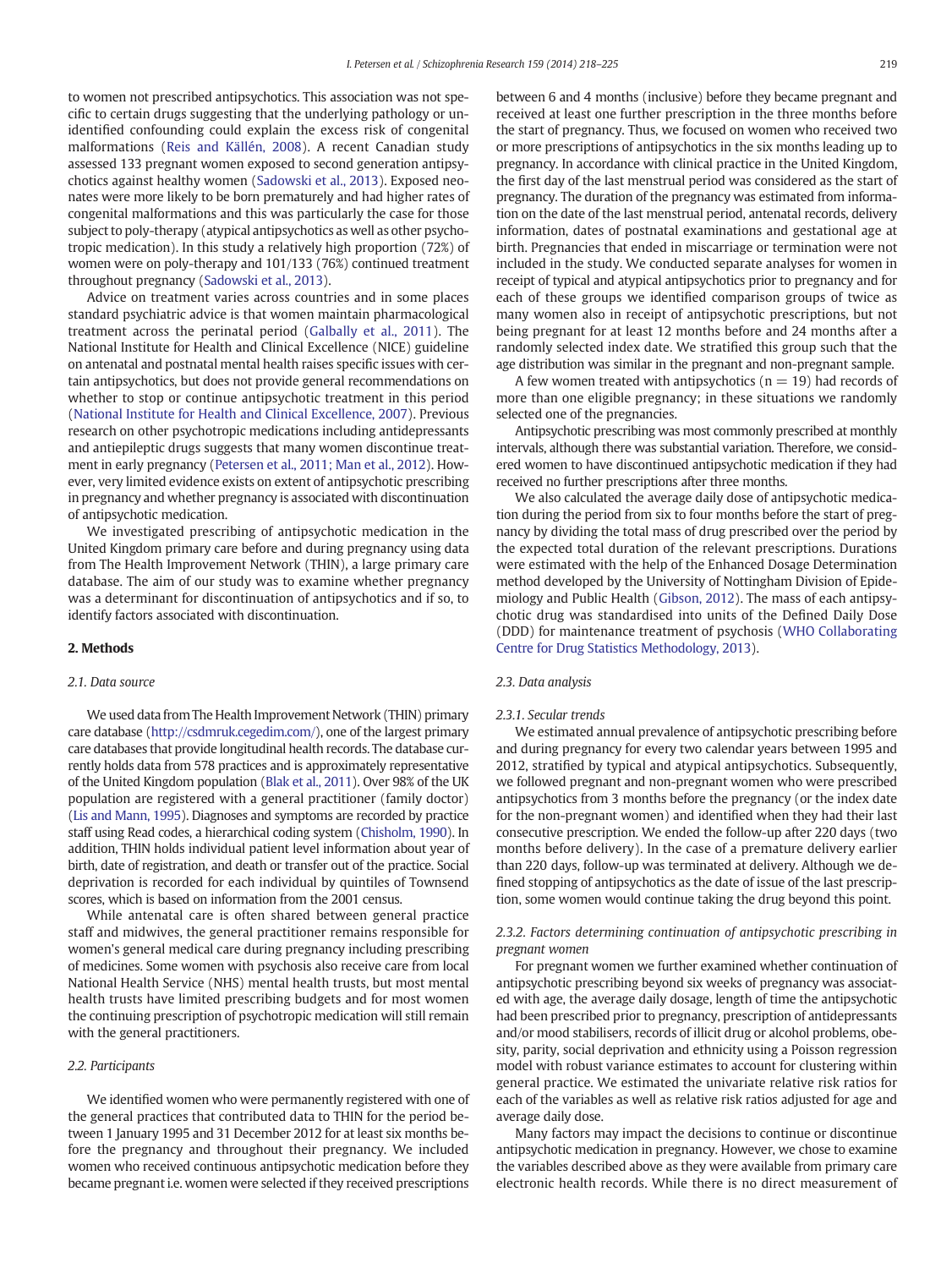to women not prescribed antipsychotics. This association was not specific to certain drugs suggesting that the underlying pathology or unidentified confounding could explain the excess risk of congenital malformations (Reis and Källén, 2008). A recent Canadian study assessed 133 pregnant women exposed to second generation antipsychotics against healthy women (Sadowski et al., 2013). Exposed neonates were more likely to be born prematurely and had higher rates of congenital malformations and this was particularly the case for those subject to poly-therapy (atypical antipsychotics as well as other psychotropic medication). In this study a relatively high proportion (72%) of women were on poly-therapy and 101/133 (76%) continued treatment throughout pregnancy (Sadowski et al., 2013).

Advice on treatment varies across countries and in some places standard psychiatric advice is that women maintain pharmacological treatment across the perinatal period (Galbally et al., 2011). The National Institute for Health and Clinical Excellence (NICE) guideline on antenatal and postnatal mental health raises specific issues with certain antipsychotics, but does not provide general recommendations on whether to stop or continue antipsychotic treatment in this period (National Institute for Health and Clinical Excellence, 2007). Previous research on other psychotropic medications including antidepressants and antiepileptic drugs suggests that many women discontinue treatment in early pregnancy (Petersen et al., 2011; Man et al., 2012). However, very limited evidence exists on extent of antipsychotic prescribing in pregnancy and whether pregnancy is associated with discontinuation of antipsychotic medication.

We investigated prescribing of antipsychotic medication in the United Kingdom primary care before and during pregnancy using data from The Health Improvement Network (THIN), a large primary care database. The aim of our study was to examine whether pregnancy was a determinant for discontinuation of antipsychotics and if so, to identify factors associated with discontinuation.

## 2. Methods

### 2.1. Data source

We used data from The Health Improvement Network (THIN) primary care database (http://csdmruk.cegedim.com/), one of the largest primary care databases that provide longitudinal health records. The database currently holds data from 578 practices and is approximately representative of the United Kingdom population (Blak et al., 2011). Over 98% of the UK population are registered with a general practitioner (family doctor) (Lis and Mann, 1995). Diagnoses and symptoms are recorded by practice staff using Read codes, a hierarchical coding system (Chisholm, 1990). In addition, THIN holds individual patient level information about year of birth, date of registration, and death or transfer out of the practice. Social deprivation is recorded for each individual by quintiles of Townsend scores, which is based on information from the 2001 census.

While antenatal care is often shared between general practice staff and midwives, the general practitioner remains responsible for women's general medical care during pregnancy including prescribing of medicines. Some women with psychosis also receive care from local National Health Service (NHS) mental health trusts, but most mental health trusts have limited prescribing budgets and for most women the continuing prescription of psychotropic medication will still remain with the general practitioners.

### 2.2. Participants

We identified women who were permanently registered with one of the general practices that contributed data to THIN for the period between 1 January 1995 and 31 December 2012 for at least six months before the pregnancy and throughout their pregnancy. We included women who received continuous antipsychotic medication before they became pregnant i.e. women were selected if they received prescriptions between 6 and 4 months (inclusive) before they became pregnant and received at least one further prescription in the three months before the start of pregnancy. Thus, we focused on women who received two or more prescriptions of antipsychotics in the six months leading up to pregnancy. In accordance with clinical practice in the United Kingdom, the first day of the last menstrual period was considered as the start of pregnancy. The duration of the pregnancy was estimated from information on the date of the last menstrual period, antenatal records, delivery information, dates of postnatal examinations and gestational age at birth. Pregnancies that ended in miscarriage or termination were not included in the study. We conducted separate analyses for women in receipt of typical and atypical antipsychotics prior to pregnancy and for each of these groups we identified comparison groups of twice as many women also in receipt of antipsychotic prescriptions, but not being pregnant for at least 12 months before and 24 months after a randomly selected index date. We stratified this group such that the age distribution was similar in the pregnant and non-pregnant sample.

A few women treated with antipsychotics ($n = 19$) had records of more than one eligible pregnancy; in these situations we randomly selected one of the pregnancies.

Antipsychotic prescribing was most commonly prescribed at monthly intervals, although there was substantial variation. Therefore, we considered women to have discontinued antipsychotic medication if they had received no further prescriptions after three months.

We also calculated the average daily dose of antipsychotic medication during the period from six to four months before the start of pregnancy by dividing the total mass of drug prescribed over the period by the expected total duration of the relevant prescriptions. Durations were estimated with the help of the Enhanced Dosage Determination method developed by the University of Nottingham Division of Epidemiology and Public Health (Gibson, 2012). The mass of each antipsychotic drug was standardised into units of the Defined Daily Dose (DDD) for maintenance treatment of psychosis (WHO Collaborating Centre for Drug Statistics Methodology, 2013).

### 2.3. Data analysis

#### 2.3.1. Secular trends

We estimated annual prevalence of antipsychotic prescribing before and during pregnancy for every two calendar years between 1995 and 2012, stratified by typical and atypical antipsychotics. Subsequently, we followed pregnant and non-pregnant women who were prescribed antipsychotics from 3 months before the pregnancy (or the index date for the non-pregnant women) and identified when they had their last consecutive prescription. We ended the follow-up after 220 days (two months before delivery). In the case of a premature delivery earlier than 220 days, follow-up was terminated at delivery. Although we defined stopping of antipsychotics as the date of issue of the last prescription, some women would continue taking the drug beyond this point.

#### 2.3.2. Factors determining continuation of antipsychotic prescribing in pregnant women

For pregnant women we further examined whether continuation of antipsychotic prescribing beyond six weeks of pregnancy was associated with age, the average daily dosage, length of time the antipsychotic had been prescribed prior to pregnancy, prescription of antidepressants and/or mood stabilisers, records of illicit drug or alcohol problems, obesity, parity, social deprivation and ethnicity using a Poisson regression model with robust variance estimates to account for clustering within general practice. We estimated the univariate relative risk ratios for each of the variables as well as relative risk ratios adjusted for age and average daily dose.

Many factors may impact the decisions to continue or discontinue antipsychotic medication in pregnancy. However, we chose to examine the variables described above as they were available from primary care electronic health records. While there is no direct measurement of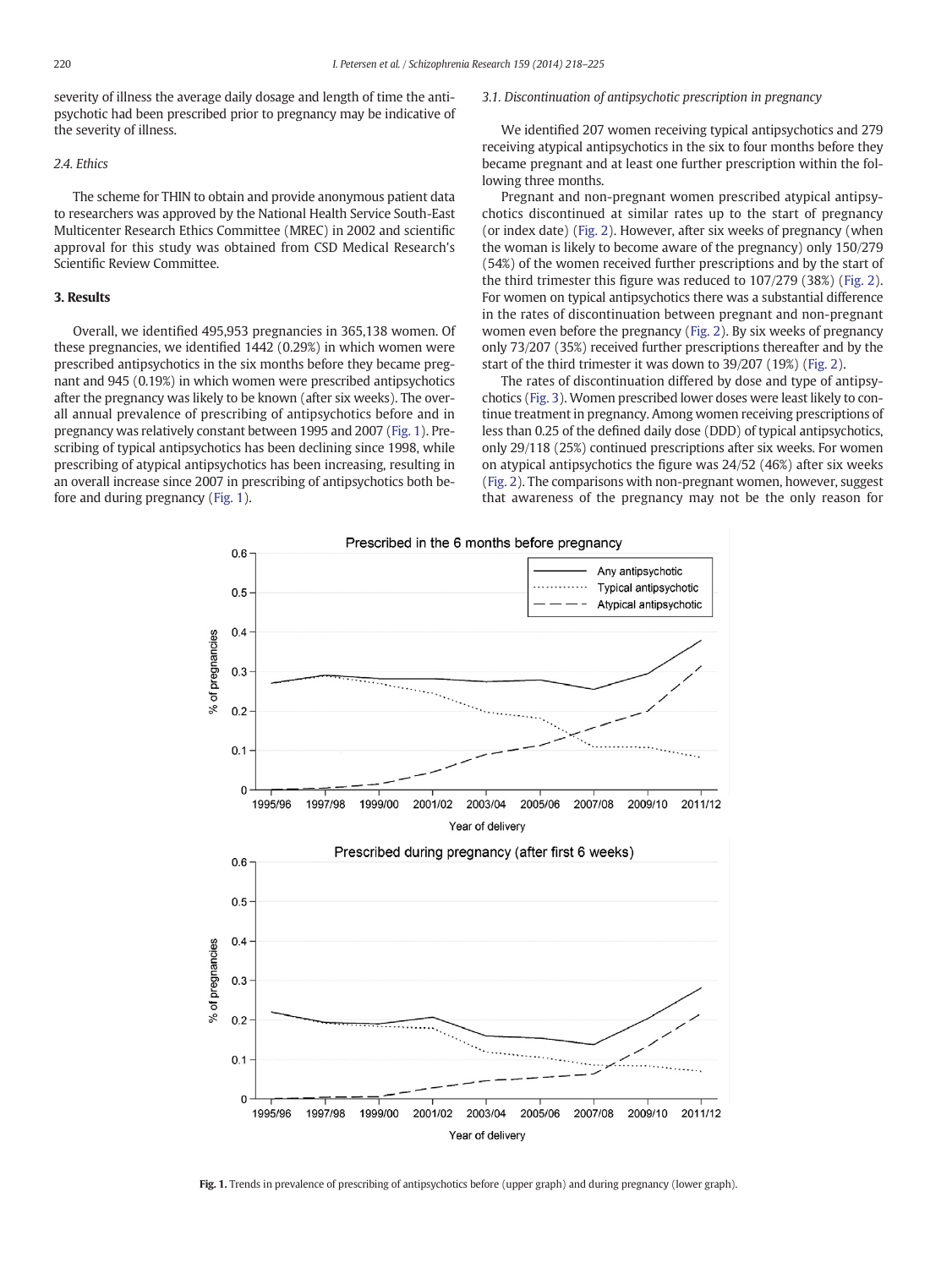severity of illness the average daily dosage and length of time the antipsychotic had been prescribed prior to pregnancy may be indicative of the severity of illness.

### 2.4. Ethics

The scheme for THIN to obtain and provide anonymous patient data to researchers was approved by the National Health Service South-East Multicenter Research Ethics Committee (MREC) in 2002 and scientific approval for this study was obtained from CSD Medical Research's Scientific Review Committee.

## 3. Results

Overall, we identified 495,953 pregnancies in 365,138 women. Of these pregnancies, we identified 1442 (0.29%) in which women were prescribed antipsychotics in the six months before they became pregnant and 945 (0.19%) in which women were prescribed antipsychotics after the pregnancy was likely to be known (after six weeks). The overall annual prevalence of prescribing of antipsychotics before and in pregnancy was relatively constant between 1995 and 2007 (Fig. 1). Prescribing of typical antipsychotics has been declining since 1998, while prescribing of atypical antipsychotics has been increasing, resulting in an overall increase since 2007 in prescribing of antipsychotics both before and during pregnancy (Fig. 1).

### 3.1. Discontinuation of antipsychotic prescription in pregnancy

We identified 207 women receiving typical antipsychotics and 279 receiving atypical antipsychotics in the six to four months before they became pregnant and at least one further prescription within the following three months.

Pregnant and non-pregnant women prescribed atypical antipsychotics discontinued at similar rates up to the start of pregnancy (or index date) (Fig. 2). However, after six weeks of pregnancy (when the woman is likely to become aware of the pregnancy) only 150/279 (54%) of the women received further prescriptions and by the start of the third trimester this figure was reduced to 107/279 (38%) (Fig. 2). For women on typical antipsychotics there was a substantial difference in the rates of discontinuation between pregnant and non-pregnant women even before the pregnancy (Fig. 2). By six weeks of pregnancy only 73/207 (35%) received further prescriptions thereafter and by the start of the third trimester it was down to 39/207 (19%) (Fig. 2).

The rates of discontinuation differed by dose and type of antipsychotics (Fig. 3). Women prescribed lower doses were least likely to continue treatment in pregnancy. Among women receiving prescriptions of less than 0.25 of the defined daily dose (DDD) of typical antipsychotics, only 29/118 (25%) continued prescriptions after six weeks. For women on atypical antipsychotics the figure was 24/52 (46%) after six weeks (Fig. 2). The comparisons with non-pregnant women, however, suggest that awareness of the pregnancy may not be the only reason for

**Fig. 1.** Trends in prevalence of prescribing of antipsychotics before (upper graph) and during pregnancy (lower graph).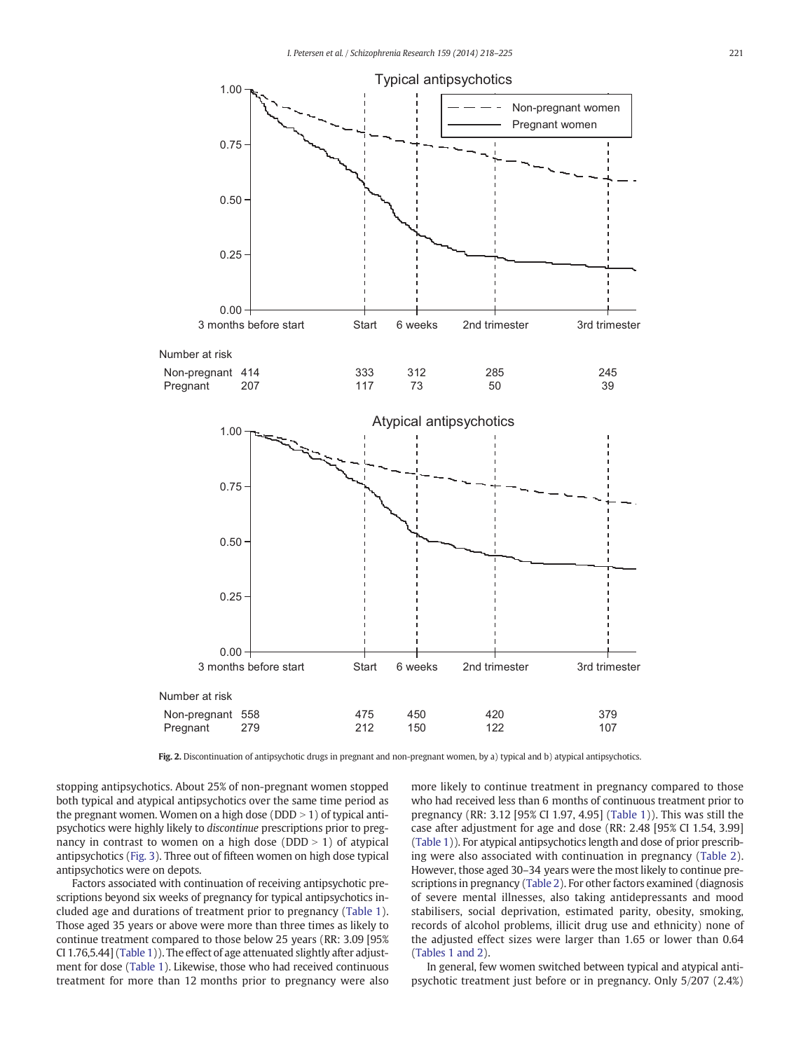Fig. 2. Discontinuation of antipsychotic drugs in pregnant and non-pregnant women, by a) typical and b) atypical antipsychotics.

stopping antipsychotics. About 25% of non-pregnant women stopped both typical and atypical antipsychotics over the same time period as the pregnant women. Women on a high dose (DDD > 1) of typical antipsychotics were highly likely to *discontinue* prescriptions prior to pregnancy in contrast to women on a high dose (DDD > 1) of atypical antipsychotics (Fig. 3). Three out of fifteen women on high dose typical antipsychotics were on depots.

Factors associated with continuation of receiving antipsychotic prescriptions beyond six weeks of pregnancy for typical antipsychotics included age and durations of treatment prior to pregnancy (Table 1). Those aged 35 years or above were more than three times as likely to continue treatment compared to those below 25 years (RR: 3.09 [95% CI 1.76,5.44] (Table 1)). The effect of age attenuated slightly after adjustment for dose (Table 1). Likewise, those who had received continuous treatment for more than 12 months prior to pregnancy were also more likely to continue treatment in pregnancy compared to those who had received less than 6 months of continuous treatment prior to pregnancy (RR: 3.12 [95% CI 1.97, 4.95] (Table 1)). This was still the case after adjustment for age and dose (RR: 2.48 [95% CI 1.54, 3.99] (Table 1)). For atypical antipsychotics length and dose of prior prescribing were also associated with continuation in pregnancy (Table 2). However, those aged 30–34 years were the most likely to continue prescriptions in pregnancy (Table 2). For other factors examined (diagnosis of severe mental illnesses, also taking antidepressants and mood stabilisers, social deprivation, estimated parity, obesity, smoking, records of alcohol problems, illicit drug use and ethnicity) none of the adjusted effect sizes were larger than 1.65 or lower than 0.64 (Tables 1 and 2).

In general, few women switched between typical and atypical antipsychotic treatment just before or in pregnancy. Only 5/207 (2.4%)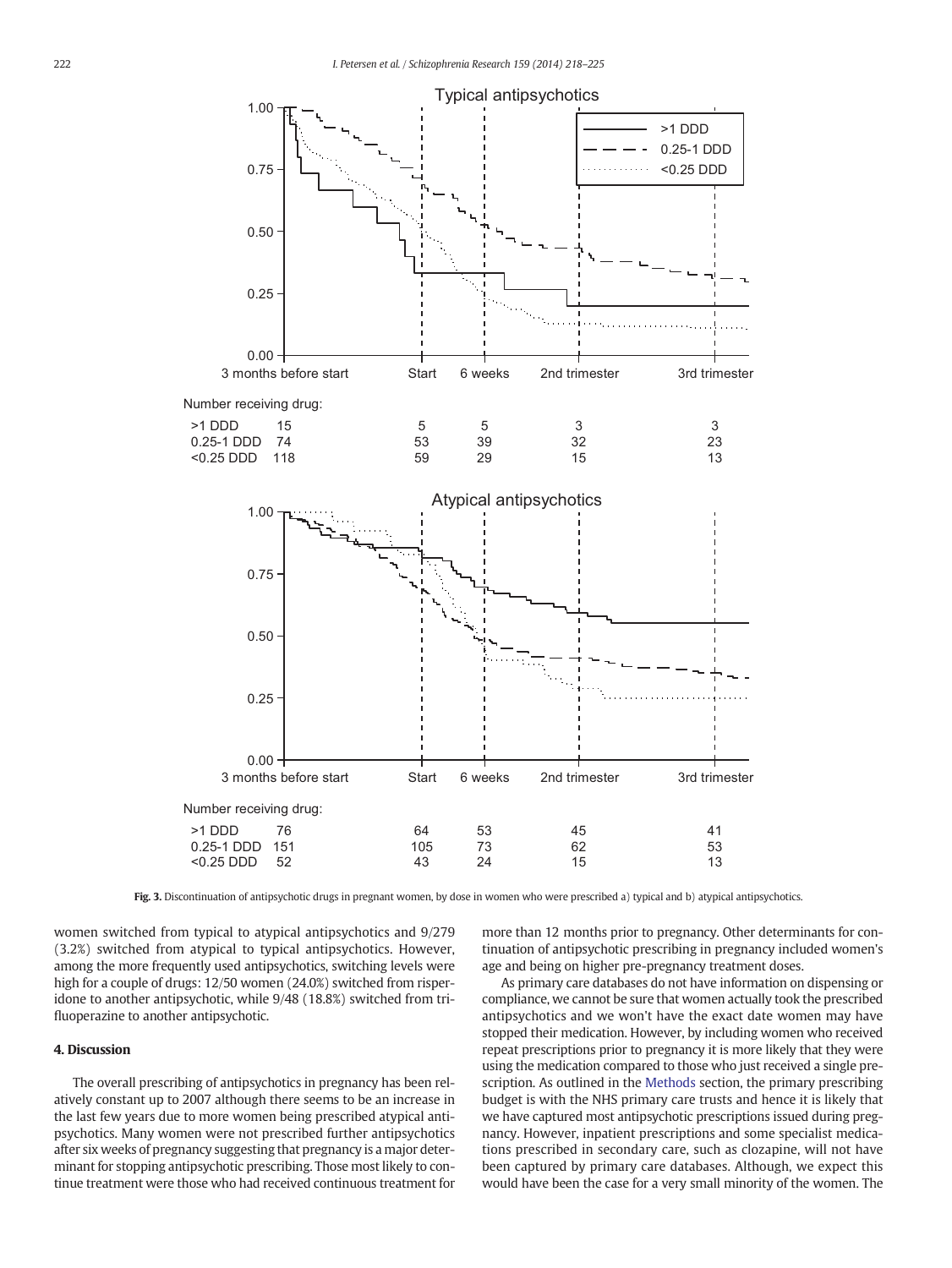Typical antipsychotics

Number receiving drug:

| | 3 months before start | Start | 6 weeks | 2nd trimester | 3rd trimester |
|---|---|---|---|---|---|
| >1 DDD | 15 | 5 | 5 | 3 | 3 |
| 0.25-1 DDD | 74 | 53 | 39 | 32 | 23 |
| <0.25 DDD | 118 | 59 | 29 | 15 | 13 |

Atypical antipsychotics

Number receiving drug:

| | 3 months before start | Start | 6 weeks | 2nd trimester | 3rd trimester |
|---|---|---|---|---|---|
| >1 DDD | 76 | 64 | 53 | 45 | 41 |
| 0.25-1 DDD | 151 | 105 | 73 | 62 | 53 |
| <0.25 DDD | 52 | 43 | 24 | 15 | 13 |

**Fig. 3.** Discontinuation of antipsychotic drugs in pregnant women, by dose in women who were prescribed a) typical and b) atypical antipsychotics.

women switched from typical to atypical antipsychotics and 9/279 (3.2%) switched from atypical to typical antipsychotics. However, among the more frequently used antipsychotics, switching levels were high for a couple of drugs: 12/50 women (24.0%) switched from risperidone to another antipsychotic, while 9/48 (18.8%) switched from trifluoperazine to another antipsychotic.

## 4. Discussion

The overall prescribing of antipsychotics in pregnancy has been relatively constant up to 2007 although there seems to be an increase in the last few years due to more women being prescribed atypical antipsychotics. Many women were not prescribed further antipsychotics after six weeks of pregnancy suggesting that pregnancy is a major determinant for stopping antipsychotic prescribing. Those most likely to continue treatment were those who had received continuous treatment for more than 12 months prior to pregnancy. Other determinants for continuation of antipsychotic prescribing in pregnancy included women's age and being on higher pre-pregnancy treatment doses.

As primary care databases do not have information on dispensing or compliance, we cannot be sure that women actually took the prescribed antipsychotics and we won't have the exact date women may have stopped their medication. However, by including women who received repeat prescriptions prior to pregnancy it is more likely that they were using the medication compared to those who just received a single prescription. As outlined in the Methods section, the primary prescribing budget is with the NHS primary care trusts and hence it is likely that we have captured most antipsychotic prescriptions issued during pregnancy. However, inpatient prescriptions and some specialist medications prescribed in secondary care, such as clozapine, will not have been captured by primary care databases. Although, we expect this would have been the case for a very small minority of the women. The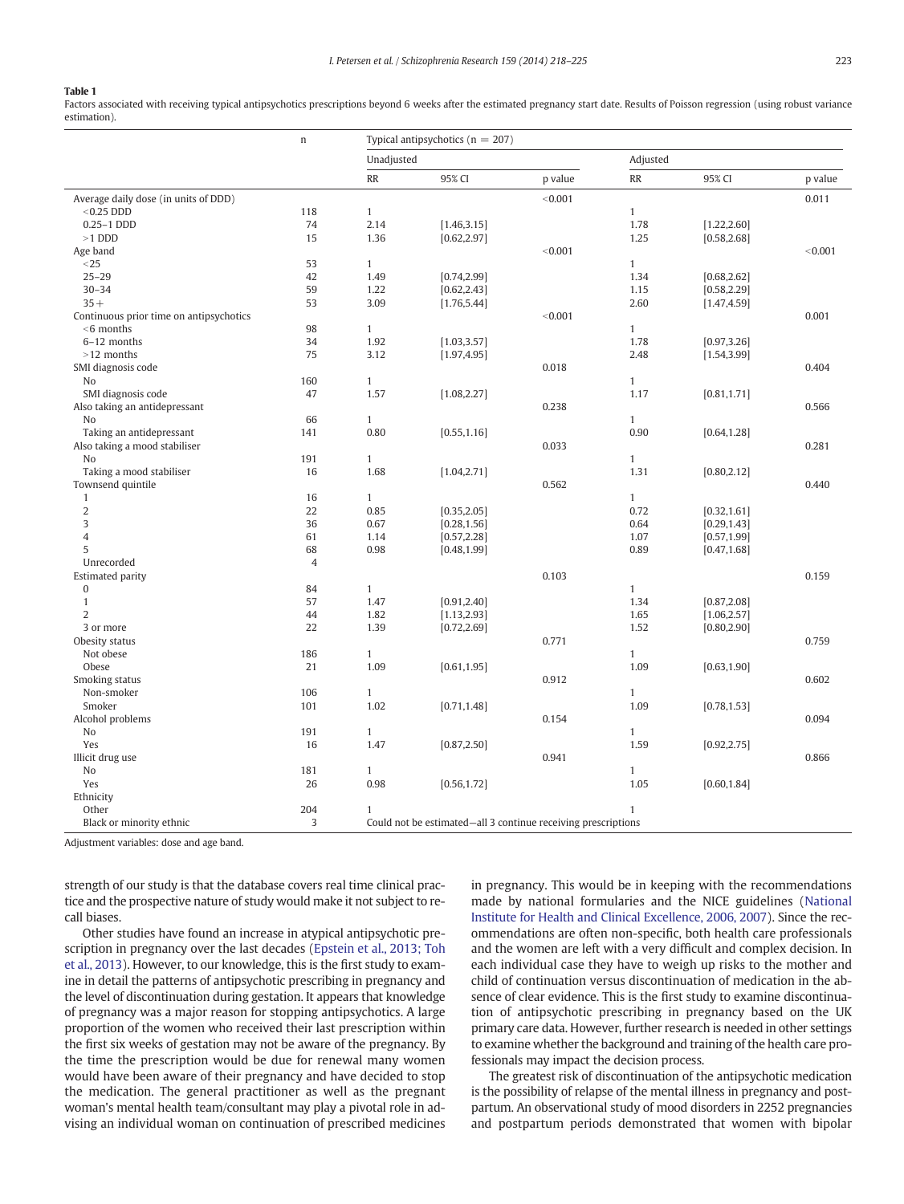**Table 1**

Factors associated with receiving typical antipsychotics prescriptions beyond 6 weeks after the estimated pregnancy start date. Results of Poisson regression (using robust variance estimation).

| | n | Typical antipsychotics (n = 207) | | | | | |
|---|---|---|---|---|---|---|---|
| | | Unadjusted | | | Adjusted | | |
| | | RR | 95% CI | p value | RR | 95% CI | p value |
| Average daily dose (in units of DDD) | | | | <0.001 | | | 0.011 |
| <0.25 DDD | 118 | 1 | | | 1 | | |
| 0.25–1 DDD | 74 | 2.14 | [1.46,3.15] | | 1.78 | [1.22,2.60] | |
| >1 DDD | 15 | 1.36 | [0.62,2.97] | | 1.25 | [0.58,2.68] | |
| Age band | | | | <0.001 | | | <0.001 |
| <25 | 53 | 1 | | | 1 | | |
| 25–29 | 42 | 1.49 | [0.74,2.99] | | 1.34 | [0.68,2.62] | |
| 30–34 | 59 | 1.22 | [0.62,2.43] | | 1.15 | [0.58,2.29] | |
| 35+ | 53 | 3.09 | [1.76,5.44] | | 2.60 | [1.47,4.59] | |
| Continuous prior time on antipsychotics | | | | <0.001 | | | 0.001 |
| <6 months | 98 | 1 | | | 1 | | |
| 6–12 months | 34 | 1.92 | [1.03,3.57] | | 1.78 | [0.97,3.26] | |
| >12 months | 75 | 3.12 | [1.97,4.95] | | 2.48 | [1.54,3.99] | |
| SMI diagnosis code | | | | 0.018 | | | 0.404 |
| No | 160 | 1 | | | 1 | | |
| SMI diagnosis code | 47 | 1.57 | [1.08,2.27] | | 1.17 | [0.81,1.71] | |
| Also taking an antidepressant | | | | 0.238 | | | 0.566 |
| No | 66 | 1 | | | 1 | | |
| Taking an antidepressant | 141 | 0.80 | [0.55,1.16] | | 0.90 | [0.64,1.28] | |
| Also taking a mood stabiliser | | | | 0.033 | | | 0.281 |
| No | 191 | 1 | | | 1 | | |
| Taking a mood stabiliser | 16 | 1.68 | [1.04,2.71] | | 1.31 | [0.80,2.12] | |
| Townsend quintile | | | | 0.562 | | | 0.440 |
| 1 | 16 | 1 | | | 1 | | |
| 2 | 22 | 0.85 | [0.35,2.05] | | 0.72 | [0.32,1.61] | |
| 3 | 36 | 0.67 | [0.28,1.56] | | 0.64 | [0.29,1.43] | |
| 4 | 61 | 1.14 | [0.57,2.28] | | 1.07 | [0.57,1.99] | |
| 5 | 68 | 0.98 | [0.48,1.99] | | 0.89 | [0.47,1.68] | |
| Unrecorded | 4 | | | | | | |
| Estimated parity | | | | 0.103 | | | 0.159 |
| 0 | 84 | 1 | | | 1 | | |
| 1 | 57 | 1.47 | [0.91,2.40] | | 1.34 | [0.87,2.08] | |
| 2 | 44 | 1.82 | [1.13,2.93] | | 1.65 | [1.06,2.57] | |
| 3 or more | 22 | 1.39 | [0.72,2.69] | | 1.52 | [0.80,2.90] | |
| Obesity status | | | | 0.771 | | | 0.759 |
| Not obese | 186 | 1 | | | 1 | | |
| Obese | 21 | 1.09 | [0.61,1.95] | | 1.09 | [0.63,1.90] | |
| Smoking status | | | | 0.912 | | | 0.602 |
| Non-smoker | 106 | 1 | | | 1 | | |
| Smoker | 101 | 1.02 | [0.71,1.48] | | 1.09 | [0.78,1.53] | |
| Alcohol problems | | | | 0.154 | | | 0.094 |
| No | 191 | 1 | | | 1 | | |
| Yes | 16 | 1.47 | [0.87,2.50] | | 1.59 | [0.92,2.75] | |
| Illicit drug use | | | | 0.941 | | | 0.866 |
| No | 181 | 1 | | | 1 | | |
| Yes | 26 | 0.98 | [0.56,1.72] | | 1.05 | [0.60,1.84] | |
| Ethnicity | | | | | | | |
| Other | 204 | 1 | | | 1 | | |
| Black or minority ethnic | 3 | Could not be estimated—all 3 continue receiving prescriptions | | | | | |

Adjustment variables: dose and age band.

strength of our study is that the database covers real time clinical practice and the prospective nature of study would make it not subject to recall biases.

Other studies have found an increase in atypical antipsychotic prescription in pregnancy over the last decades (Epstein et al., 2013; Toh et al., 2013). However, to our knowledge, this is the first study to examine in detail the patterns of antipsychotic prescribing in pregnancy and the level of discontinuation during gestation. It appears that knowledge of pregnancy was a major reason for stopping antipsychotics. A large proportion of the women who received their last prescription within the first six weeks of gestation may not be aware of the pregnancy. By the time the prescription would be due for renewal many women would have been aware of their pregnancy and have decided to stop the medication. The general practitioner as well as the pregnant woman's mental health team/consultant may play a pivotal role in advising an individual woman on continuation of prescribed medicines in pregnancy. This would be in keeping with the recommendations made by national formularies and the NICE guidelines (National Institute for Health and Clinical Excellence, 2006, 2007). Since the recommendations are often non-specific, both health care professionals and the women are left with a very difficult and complex decision. In each individual case they have to weigh up risks to the mother and child of continuation versus discontinuation of medication in the absence of clear evidence. This is the first study to examine discontinuation of antipsychotic prescribing in pregnancy based on the UK primary care data. However, further research is needed in other settings to examine whether the background and training of the health care professionals may impact the decision process.

The greatest risk of discontinuation of the antipsychotic medication is the possibility of relapse of the mental illness in pregnancy and postpartum. An observational study of mood disorders in 2252 pregnancies and postpartum periods demonstrated that women with bipolar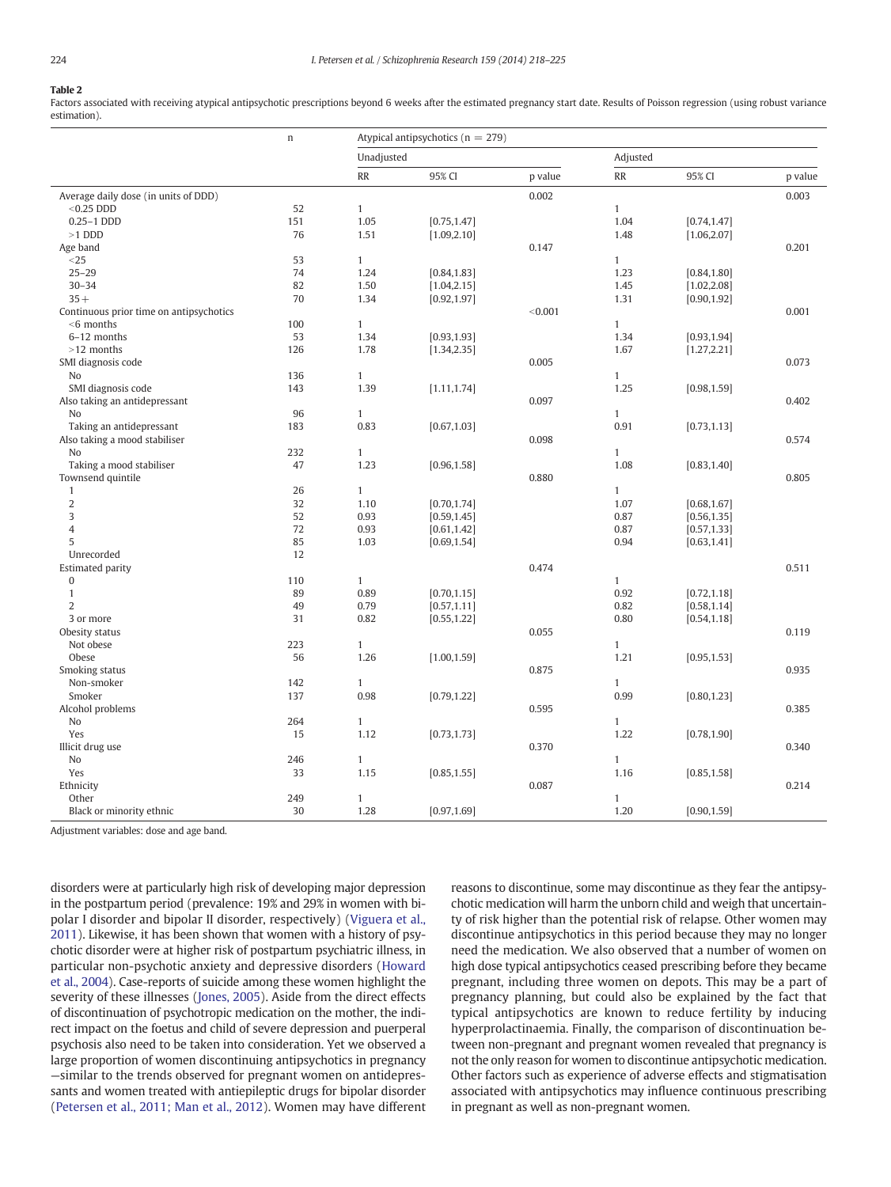**Table 2**

Factors associated with receiving atypical antipsychotic prescriptions beyond 6 weeks after the estimated pregnancy start date. Results of Poisson regression (using robust variance estimation).

| | n | Atypical antipsychotics (n = 279) | | | | | |
|---|---|---|---|---|---|---|---|
| | | Unadjusted | | | Adjusted | | |
| | | RR | 95% CI | p value | RR | 95% CI | p value |
| Average daily dose (in units of DDD) | | | | 0.002 | | | 0.003 |
| <0.25 DDD | 52 | 1 | | | 1 | | |
| 0.25–1 DDD | 151 | 1.05 | [0.75,1.47] | | 1.04 | [0.74,1.47] | |
| >1 DDD | 76 | 1.51 | [1.09,2.10] | | 1.48 | [1.06,2.07] | |
| Age band | | | | 0.147 | | | 0.201 |
| <25 | 53 | 1 | | | 1 | | |
| 25–29 | 74 | 1.24 | [0.84,1.83] | | 1.23 | [0.84,1.80] | |
| 30–34 | 82 | 1.50 | [1.04,2.15] | | 1.45 | [1.02,2.08] | |
| 35+ | 70 | 1.34 | [0.92,1.97] | | 1.31 | [0.90,1.92] | |
| Continuous prior time on antipsychotics | | | | <0.001 | | | 0.001 |
| <6 months | 100 | 1 | | | 1 | | |
| 6–12 months | 53 | 1.34 | [0.93,1.93] | | 1.34 | [0.93,1.94] | |
| >12 months | 126 | 1.78 | [1.34,2.35] | | 1.67 | [1.27,2.21] | |
| SMI diagnosis code | | | | 0.005 | | | 0.073 |
| No | 136 | 1 | | | 1 | | |
| SMI diagnosis code | 143 | 1.39 | [1.11,1.74] | | 1.25 | [0.98,1.59] | |
| Also taking an antidepressant | | | | 0.097 | | | 0.402 |
| No | 96 | 1 | | | 1 | | |
| Taking an antidepressant | 183 | 0.83 | [0.67,1.03] | | 0.91 | [0.73,1.13] | |
| Also taking a mood stabiliser | | | | 0.098 | | | 0.574 |
| No | 232 | 1 | | | 1 | | |
| Taking a mood stabiliser | 47 | 1.23 | [0.96,1.58] | | 1.08 | [0.83,1.40] | |
| Townsend quintile | | | | 0.880 | | | 0.805 |
| 1 | 26 | 1 | | | 1 | | |
| 2 | 32 | 1.10 | [0.70,1.74] | | 1.07 | [0.68,1.67] | |
| 3 | 52 | 0.93 | [0.59,1.45] | | 0.87 | [0.56,1.35] | |
| 4 | 72 | 0.93 | [0.61,1.42] | | 0.87 | [0.57,1.33] | |
| 5 | 85 | 1.03 | [0.69,1.54] | | 0.94 | [0.63,1.41] | |
| Unrecorded | 12 | | | | | | |
| Estimated parity | | | | 0.474 | | | 0.511 |
| 0 | 110 | 1 | | | 1 | | |
| 1 | 89 | 0.89 | [0.70,1.15] | | 0.92 | [0.72,1.18] | |
| 2 | 49 | 0.79 | [0.57,1.11] | | 0.82 | [0.58,1.14] | |
| 3 or more | 31 | 0.82 | [0.55,1.22] | | 0.80 | [0.54,1.18] | |
| Obesity status | | | | 0.055 | | | 0.119 |
| Not obese | 223 | 1 | | | 1 | | |
| Obese | 56 | 1.26 | [1.00,1.59] | | 1.21 | [0.95,1.53] | |
| Smoking status | | | | 0.875 | | | 0.935 |
| Non-smoker | 142 | 1 | | | 1 | | |
| Smoker | 137 | 0.98 | [0.79,1.22] | | 0.99 | [0.80,1.23] | |
| Alcohol problems | | | | 0.595 | | | 0.385 |
| No | 264 | 1 | | | 1 | | |
| Yes | 15 | 1.12 | [0.73,1.73] | | 1.22 | [0.78,1.90] | |
| Illicit drug use | | | | 0.370 | | | 0.340 |
| No | 246 | 1 | | | 1 | | |
| Yes | 33 | 1.15 | [0.85,1.55] | | 1.16 | [0.85,1.58] | |
| Ethnicity | | | | 0.087 | | | 0.214 |
| Other | 249 | 1 | | | 1 | | |
| Black or minority ethnic | 30 | 1.28 | [0.97,1.69] | | 1.20 | [0.90,1.59] | |

Adjustment variables: dose and age band.

disorders were at particularly high risk of developing major depression in the postpartum period (prevalence: 19% and 29% in women with bipolar I disorder and bipolar II disorder, respectively) (Viguera et al., 2011). Likewise, it has been shown that women with a history of psychotic disorder were at higher risk of postpartum psychiatric illness, in particular non-psychotic anxiety and depressive disorders (Howard et al., 2004). Case-reports of suicide among these women highlight the severity of these illnesses (Jones, 2005). Aside from the direct effects of discontinuation of psychotropic medication on the mother, the indirect impact on the foetus and child of severe depression and puerperal psychosis also need to be taken into consideration. Yet we observed a large proportion of women discontinuing antipsychotics in pregnancy—similar to the trends observed for pregnant women on antidepressants and women treated with antiepileptic drugs for bipolar disorder (Petersen et al., 2011; Man et al., 2012). Women may have different reasons to discontinue, some may discontinue as they fear the antipsychotic medication will harm the unborn child and weigh that uncertainty of risk higher than the potential risk of relapse. Other women may discontinue antipsychotics in this period because they may no longer need the medication. We also observed that a number of women on high dose typical antipsychotics ceased prescribing before they became pregnant, including three women on depots. This may be a part of pregnancy planning, but could also be explained by the fact that typical antipsychotics are known to reduce fertility by inducing hyperprolactinaemia. Finally, the comparison of discontinuation between non-pregnant and pregnant women revealed that pregnancy is not the only reason for women to discontinue antipsychotic medication. Other factors such as experience of adverse effects and stigmatisation associated with antipsychotics may influence continuous prescribing in pregnant as well as non-pregnant women.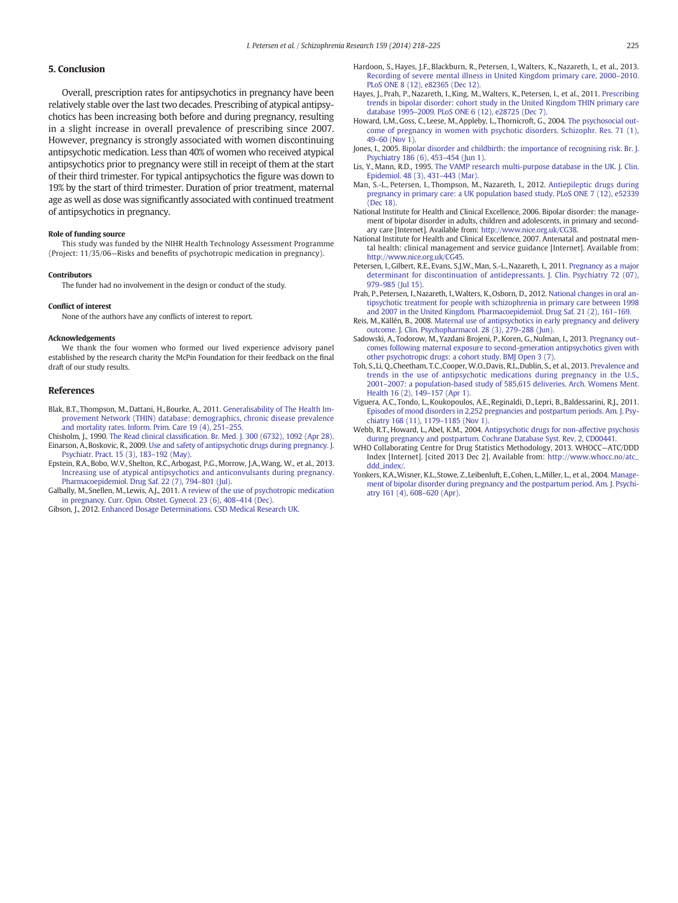## 5. Conclusion

Overall, prescription rates for antipsychotics in pregnancy have been relatively stable over the last two decades. Prescribing of atypical antipsychotics has been increasing both before and during pregnancy, resulting in a slight increase in overall prevalence of prescribing since 2007. However, pregnancy is strongly associated with women discontinuing antipsychotic medication. Less than 40% of women who received atypical antipsychotics prior to pregnancy were still in receipt of them at the start of their third trimester. For typical antipsychotics the figure was down to 19% by the start of third trimester. Duration of prior treatment, maternal age as well as dose was significantly associated with continued treatment of antipsychotics in pregnancy.

#### Role of funding source

This study was funded by the NIHR Health Technology Assessment Programme (Project: 11/35/06—Risks and benefits of psychotropic medication in pregnancy).

#### Contributors

The funder had no involvement in the design or conduct of the study.

#### Conflict of interest

None of the authors have any conflicts of interest to report.

#### Acknowledgements

We thank the four women who formed our lived experience advisory panel established by the research charity the McPin Foundation for their feedback on the final draft of our study results.

## References

Blak, B.T., Thompson, M., Dattani, H., Bourke, A., 2011. Generalisability of The Health Improvement Network (THIN) database: demographics, chronic disease prevalence and mortality rates. Inform. Prim. Care 19 (4), 251–255.

Chisholm, J., 1990. The Read clinical classification. Br. Med. J. 300 (6732), 1092 (Apr 28).

Einarson, A., Boskovic, R., 2009. Use and safety of antipsychotic drugs during pregnancy. J. Psychiatr. Pract. 15 (3), 183–192 (May).

Epstein, R.A., Bobo, W.V., Shelton, R.C., Arbogast, P.G., Morrow, J.A., Wang, W., et al., 2013. Increasing use of atypical antipsychotics and anticonvulsants during pregnancy. Pharmacoepidemiol. Drug Saf. 22 (7), 794–801 (Jul).

Galbally, M., Snellen, M., Lewis, A.J., 2011. A review of the use of psychotropic medication in pregnancy. Curr. Opin. Obstet. Gynecol. 23 (6), 408–414 (Dec).

Gibson, J., 2012. Enhanced Dosage Determinations. CSD Medical Research UK.

Hardoon, S., Hayes, J.F., Blackburn, R., Petersen, I., Walters, K., Nazareth, I., et al., 2013. Recording of severe mental illness in United Kingdom primary care, 2000–2010. PLoS ONE 8 (12), e82365 (Dec 12).

Hayes, J., Prah, P., Nazareth, I., King, M., Walters, K., Petersen, I., et al., 2011. Prescribing trends in bipolar disorder: cohort study in the United Kingdom THIN primary care database 1995–2009. PLoS ONE 6 (12), e28725 (Dec 7).

Howard, L.M., Goss, C., Leese, M., Appleby, L., Thornicroft, G., 2004. The psychosocial outcome of pregnancy in women with psychotic disorders. Schizophr. Res. 71 (1), 49–60 (Nov 1).

Jones, I., 2005. Bipolar disorder and childbirth: the importance of recognising risk. Br. J. Psychiatry 186 (6), 453–454 (Jun 1).

Lis, Y., Mann, R.D., 1995. The VAMP research multi-purpose database in the UK. J. Clin. Epidemiol. 48 (3), 431–443 (Mar).

Man, S.-L., Petersen, I., Thompson, M., Nazareth, I., 2012. Antiepileptic drugs during pregnancy in primary care: a UK population based study. PLoS ONE 7 (12), e52339 (Dec 18).

National Institute for Health and Clinical Excellence, 2006. Bipolar disorder: the management of bipolar disorder in adults, children and adolescents, in primary and secondary care [Internet]. Available from: http://www.nice.org.uk/CG38.

National Institute for Health and Clinical Excellence, 2007. Antenatal and postnatal mental health: clinical management and service guidance [Internet]. Available from: http://www.nice.org.uk/CG45.

Petersen, I., Gilbert, R.E., Evans, S.J.W., Man, S.-L., Nazareth, I., 2011. Pregnancy as a major determinant for discontinuation of antidepressants. J. Clin. Psychiatry 72 (07), 979–985 (Jul 15).

Prah, P., Petersen, I., Nazareth, I., Walters, K., Osborn, D., 2012. National changes in oral antipsychotic treatment for people with schizophrenia in primary care between 1998 and 2007 in the United Kingdom. Pharmacoepidemiol. Drug Saf. 21 (2), 161–169.

Reis, M., Källén, B., 2008. Maternal use of antipsychotics in early pregnancy and delivery outcome. J. Clin. Psychopharmacol. 28 (3), 279–288 (Jun).

Sadowski, A., Todorow, M., Yazdani Brojeni, P., Koren, G., Nulman, I., 2013. Pregnancy outcomes following maternal exposure to second-generation antipsychotics given with other psychotropic drugs: a cohort study. BMJ Open 3 (7).

Toh, S., Li, Q., Cheetham, T.C., Cooper, W.O., Davis, R.L., Dublin, S., et al., 2013. Prevalence and trends in the use of antipsychotic medications during pregnancy in the U.S., 2001–2007: a population-based study of 585,615 deliveries. Arch. Womens Ment. Health 16 (2), 149–157 (Apr 1).

Viguera, A.C., Tondo, L., Koukopoulos, A.E., Reginaldi, D., Lepri, B., Baldessarini, R.J., 2011. Episodes of mood disorders in 2,252 pregnancies and postpartum periods. Am. J. Psychiatry 168 (11), 1179–1185 (Nov 1).

Webb, R.T., Howard, L., Abel, K.M., 2004. Antipsychotic drugs for non-affective psychosis during pregnancy and postpartum. Cochrane Database Syst. Rev. 2, CD00441.

WHO Collaborating Centre for Drug Statistics Methodology, 2013. WHOCC—ATC/DDD Index [Internet]. [cited 2013 Dec 2]. Available from: http://www.whocc.no/atc_ddd_index/.

Yonkers, K.A., Wisner, K.L., Stowe, Z., Leibenluft, E., Cohen, L., Miller, L., et al., 2004. Management of bipolar disorder during pregnancy and the postpartum period. Am. J. Psychiatry 161 (4), 608–620 (Apr).